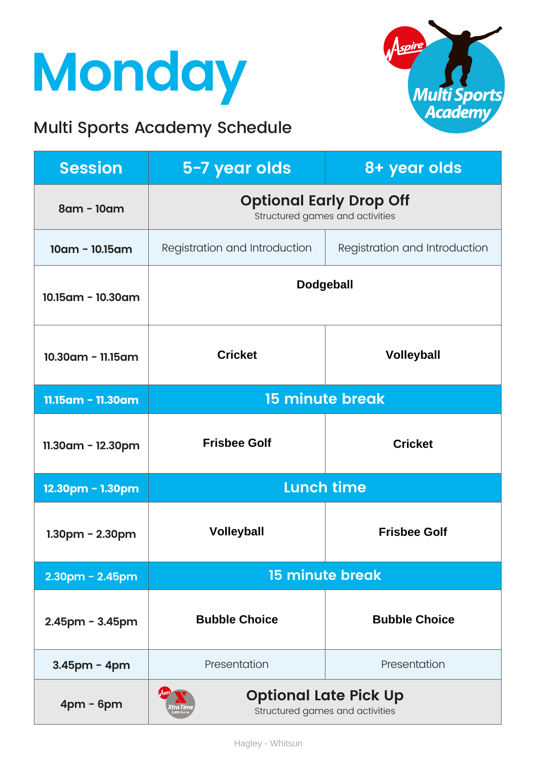# Monday

## Multi Sports Academy Schedule

| Session | 5-7 year olds | 8+ year olds |
|---|---|---|
| 8am - 10am | **Optional Early Drop Off** Structured games and activities | |
| 10am - 10.15am | Registration and Introduction | Registration and Introduction |
| 10.15am - 10.30am | **Dodgeball** | |
| 10.30am - 11.15am | **Cricket** | **Volleyball** |
| 11.15am - 11.30am | **15 minute break** | |
| 11.30am - 12.30pm | **Frisbee Golf** | **Cricket** |
| 12.30pm - 1.30pm | **Lunch time** | |
| 1.30pm - 2.30pm | **Volleyball** | **Frisbee Golf** |
| 2.30pm - 2.45pm | **15 minute break** | |
| 2.45pm - 3.45pm | **Bubble Choice** | **Bubble Choice** |
| 3.45pm - 4pm | Presentation | Presentation |
| 4pm - 6pm | **Optional Late Pick Up** Structured games and activities | |

Hagley - Whitsun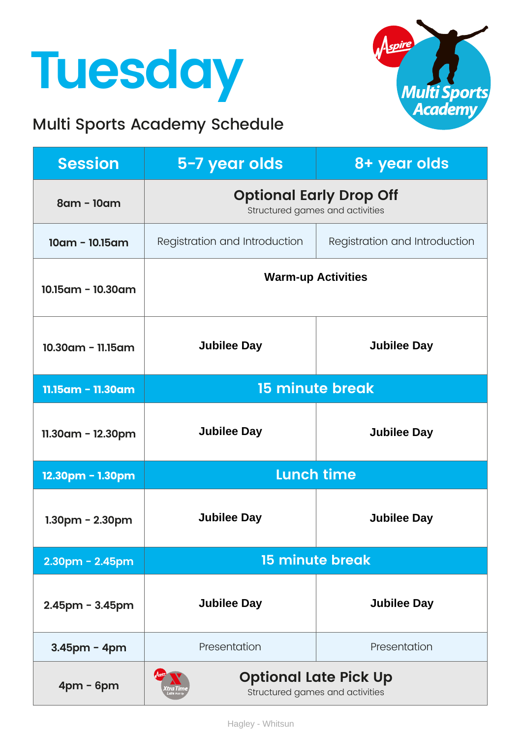# Tuesday

## Multi Sports Academy Schedule

| Session | 5-7 year olds | 8+ year olds |
|---|---|---|
| 8am - 10am | **Optional Early Drop Off** Structured games and activities | |
| 10am - 10.15am | Registration and Introduction | Registration and Introduction |
| 10.15am - 10.30am | **Warm-up Activities** | |
| 10.30am - 11.15am | **Jubilee Day** | **Jubilee Day** |
| 11.15am - 11.30am | **15 minute break** | |
| 11.30am - 12.30pm | **Jubilee Day** | **Jubilee Day** |
| 12.30pm - 1.30pm | **Lunch time** | |
| 1.30pm - 2.30pm | **Jubilee Day** | **Jubilee Day** |
| 2.30pm - 2.45pm | **15 minute break** | |
| 2.45pm - 3.45pm | **Jubilee Day** | **Jubilee Day** |
| 3.45pm - 4pm | Presentation | Presentation |
| 4pm - 6pm | **Optional Late Pick Up** Structured games and activities | |

Hagley - Whitsun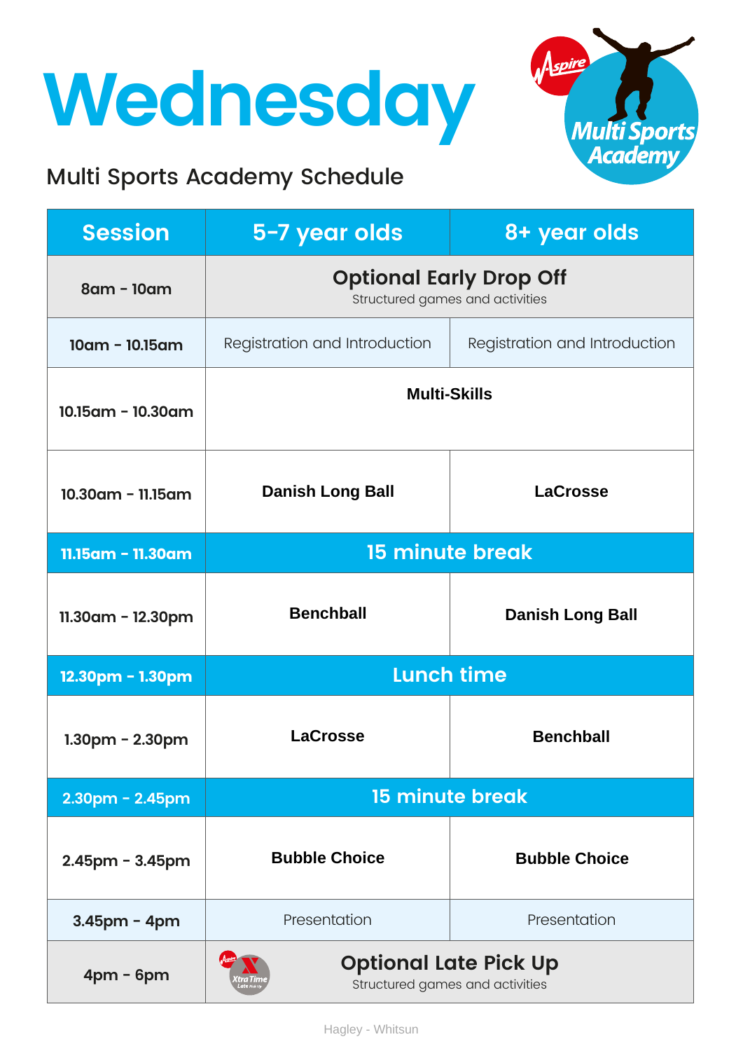# Wednesday

## Multi Sports Academy Schedule

| Session | 5-7 year olds | 8+ year olds |
| --- | --- | --- |
| 8am - 10am | **Optional Early Drop Off** Structured games and activities | |
| 10am - 10.15am | Registration and Introduction | Registration and Introduction |
| 10.15am - 10.30am | **Multi-Skills** | |
| 10.30am - 11.15am | **Danish Long Ball** | **LaCrosse** |
| 11.15am - 11.30am | **15 minute break** | |
| 11.30am - 12.30pm | **Benchball** | **Danish Long Ball** |
| 12.30pm - 1.30pm | **Lunch time** | |
| 1.30pm - 2.30pm | **LaCrosse** | **Benchball** |
| 2.30pm - 2.45pm | **15 minute break** | |
| 2.45pm - 3.45pm | **Bubble Choice** | **Bubble Choice** |
| 3.45pm - 4pm | Presentation | Presentation |
| 4pm - 6pm | **Optional Late Pick Up** Structured games and activities | |

Hagley - Whitsun